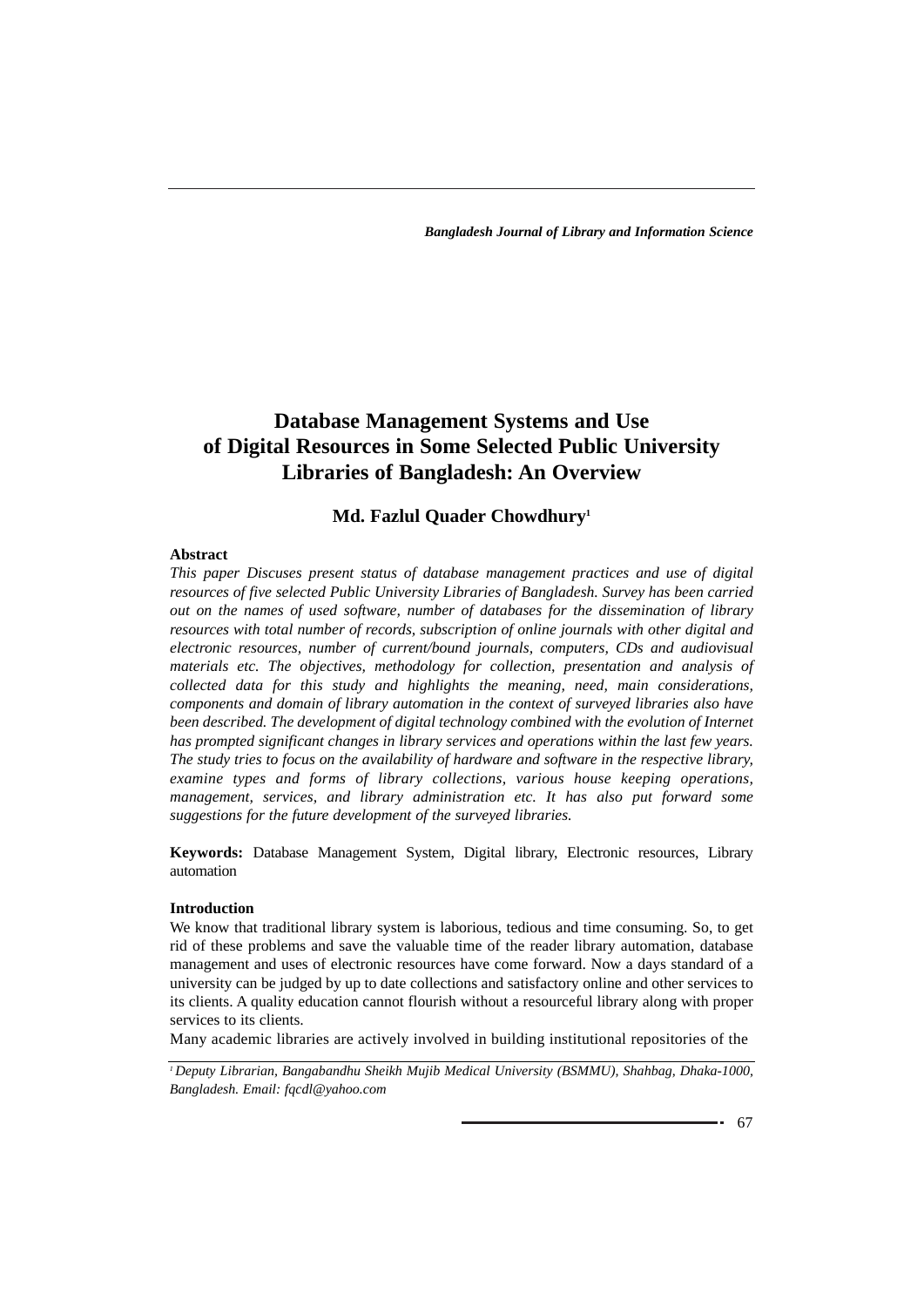# Database Management Systems and Use of Digital Resources in Some Selected Public University Libraries of Bangladesh: An Overview

**Md. Fazlul Quader Chowdhury[1]**

**Abstract**

*This paper Discuses present status of database management practices and use of digital resources of five selected Public University Libraries of Bangladesh. Survey has been carried out on the names of used software, number of databases for the dissemination of library resources with total number of records, subscription of online journals with other digital and electronic resources, number of current/bound journals, computers, CDs and audiovisual materials etc. The objectives, methodology for collection, presentation and analysis of collected data for this study and highlights the meaning, need, main considerations, components and domain of library automation in the context of surveyed libraries also have been described. The development of digital technology combined with the evolution of Internet has prompted significant changes in library services and operations within the last few years. The study tries to focus on the availability of hardware and software in the respective library, examine types and forms of library collections, various house keeping operations, management, services, and library administration etc. It has also put forward some suggestions for the future development of the surveyed libraries.*

**Keywords:** Database Management System, Digital library, Electronic resources, Library automation

**Introduction**

We know that traditional library system is laborious, tedious and time consuming. So, to get rid of these problems and save the valuable time of the reader library automation, database management and uses of electronic resources have come forward. Now a days standard of a university can be judged by up to date collections and satisfactory online and other services to its clients. A quality education cannot flourish without a resourceful library along with proper services to its clients.

Many academic libraries are actively involved in building institutional repositories of the

[1] *Deputy Librarian, Bangabandhu Sheikh Mujib Medical University (BSMMU), Shahbag, Dhaka-1000, Bangladesh. Email: fqcdl@yahoo.com*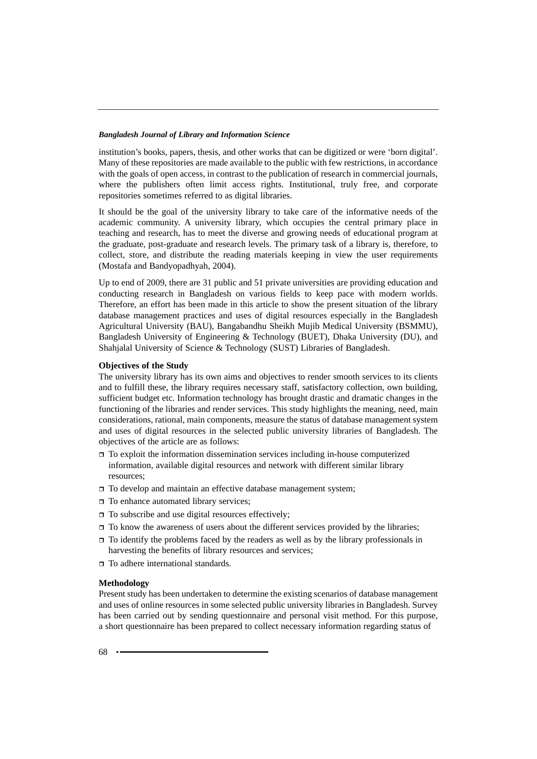institution's books, papers, thesis, and other works that can be digitized or were 'born digital'. Many of these repositories are made available to the public with few restrictions, in accordance with the goals of open access, in contrast to the publication of research in commercial journals, where the publishers often limit access rights. Institutional, truly free, and corporate repositories sometimes referred to as digital libraries.

It should be the goal of the university library to take care of the informative needs of the academic community. A university library, which occupies the central primary place in teaching and research, has to meet the diverse and growing needs of educational program at the graduate, post-graduate and research levels. The primary task of a library is, therefore, to collect, store, and distribute the reading materials keeping in view the user requirements (Mostafa and Bandyopadhyah, 2004).

Up to end of 2009, there are 31 public and 51 private universities are providing education and conducting research in Bangladesh on various fields to keep pace with modern worlds. Therefore, an effort has been made in this article to show the present situation of the library database management practices and uses of digital resources especially in the Bangladesh Agricultural University (BAU), Bangabandhu Sheikh Mujib Medical University (BSMMU), Bangladesh University of Engineering & Technology (BUET), Dhaka University (DU), and Shahjalal University of Science & Technology (SUST) Libraries of Bangladesh.

**Objectives of the Study**

The university library has its own aims and objectives to render smooth services to its clients and to fulfill these, the library requires necessary staff, satisfactory collection, own building, sufficient budget etc. Information technology has brought drastic and dramatic changes in the functioning of the libraries and render services. This study highlights the meaning, need, main considerations, rational, main components, measure the status of database management system and uses of digital resources in the selected public university libraries of Bangladesh. The objectives of the article are as follows:

- To exploit the information dissemination services including in-house computerized information, available digital resources and network with different similar library resources;
- To develop and maintain an effective database management system;
- To enhance automated library services;
- To subscribe and use digital resources effectively;
- To know the awareness of users about the different services provided by the libraries;
- To identify the problems faced by the readers as well as by the library professionals in harvesting the benefits of library resources and services;
- To adhere international standards.

**Methodology**

Present study has been undertaken to determine the existing scenarios of database management and uses of online resources in some selected public university libraries in Bangladesh. Survey has been carried out by sending questionnaire and personal visit method. For this purpose, a short questionnaire has been prepared to collect necessary information regarding status of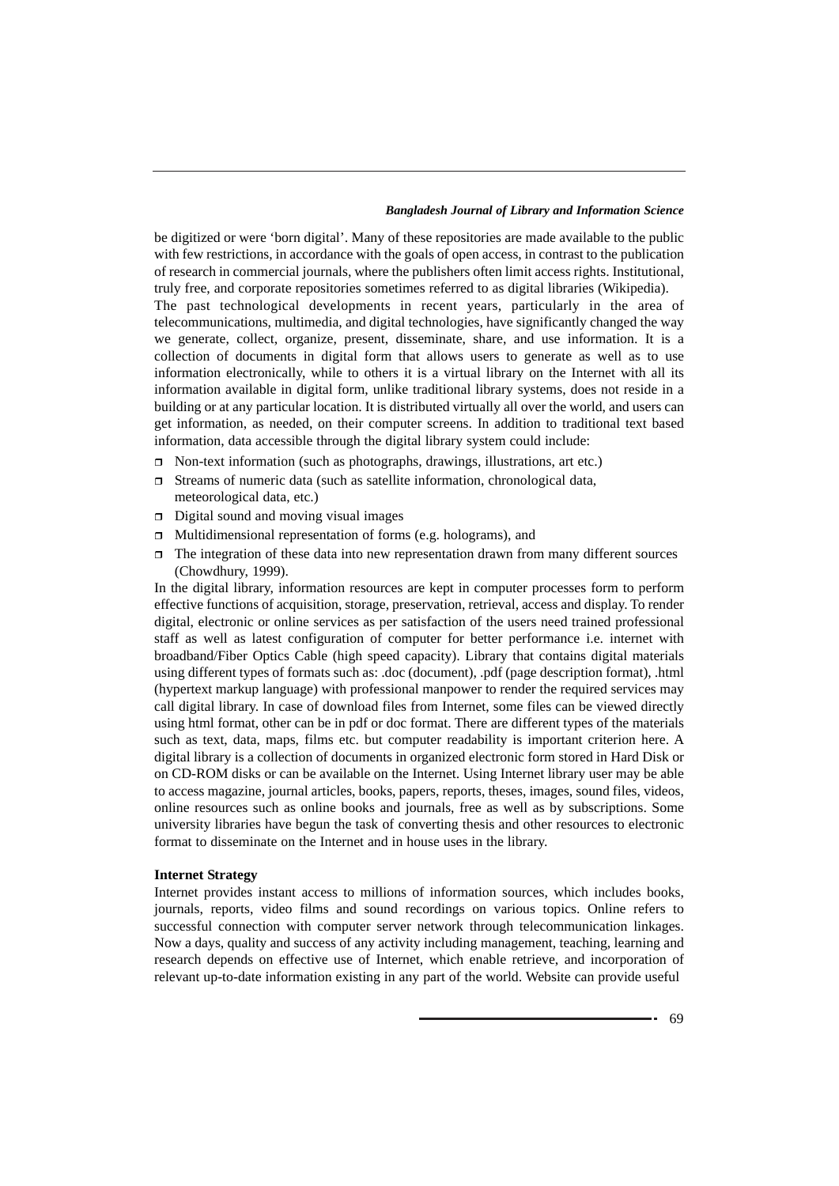be digitized or were 'born digital'. Many of these repositories are made available to the public with few restrictions, in accordance with the goals of open access, in contrast to the publication of research in commercial journals, where the publishers often limit access rights. Institutional, truly free, and corporate repositories sometimes referred to as digital libraries (Wikipedia).

The past technological developments in recent years, particularly in the area of telecommunications, multimedia, and digital technologies, have significantly changed the way we generate, collect, organize, present, disseminate, share, and use information. It is a collection of documents in digital form that allows users to generate as well as to use information electronically, while to others it is a virtual library on the Internet with all its information available in digital form, unlike traditional library systems, does not reside in a building or at any particular location. It is distributed virtually all over the world, and users can get information, as needed, on their computer screens. In addition to traditional text based information, data accessible through the digital library system could include:

- Non-text information (such as photographs, drawings, illustrations, art etc.)
- Streams of numeric data (such as satellite information, chronological data, meteorological data, etc.)
- Digital sound and moving visual images
- Multidimensional representation of forms (e.g. holograms), and
- The integration of these data into new representation drawn from many different sources (Chowdhury, 1999).

In the digital library, information resources are kept in computer processes form to perform effective functions of acquisition, storage, preservation, retrieval, access and display. To render digital, electronic or online services as per satisfaction of the users need trained professional staff as well as latest configuration of computer for better performance i.e. internet with broadband/Fiber Optics Cable (high speed capacity). Library that contains digital materials using different types of formats such as: .doc (document), .pdf (page description format), .html (hypertext markup language) with professional manpower to render the required services may call digital library. In case of download files from Internet, some files can be viewed directly using html format, other can be in pdf or doc format. There are different types of the materials such as text, data, maps, films etc. but computer readability is important criterion here. A digital library is a collection of documents in organized electronic form stored in Hard Disk or on CD-ROM disks or can be available on the Internet. Using Internet library user may be able to access magazine, journal articles, books, papers, reports, theses, images, sound files, videos, online resources such as online books and journals, free as well as by subscriptions. Some university libraries have begun the task of converting thesis and other resources to electronic format to disseminate on the Internet and in house uses in the library.

**Internet Strategy**

Internet provides instant access to millions of information sources, which includes books, journals, reports, video films and sound recordings on various topics. Online refers to successful connection with computer server network through telecommunication linkages. Now a days, quality and success of any activity including management, teaching, learning and research depends on effective use of Internet, which enable retrieve, and incorporation of relevant up-to-date information existing in any part of the world. Website can provide useful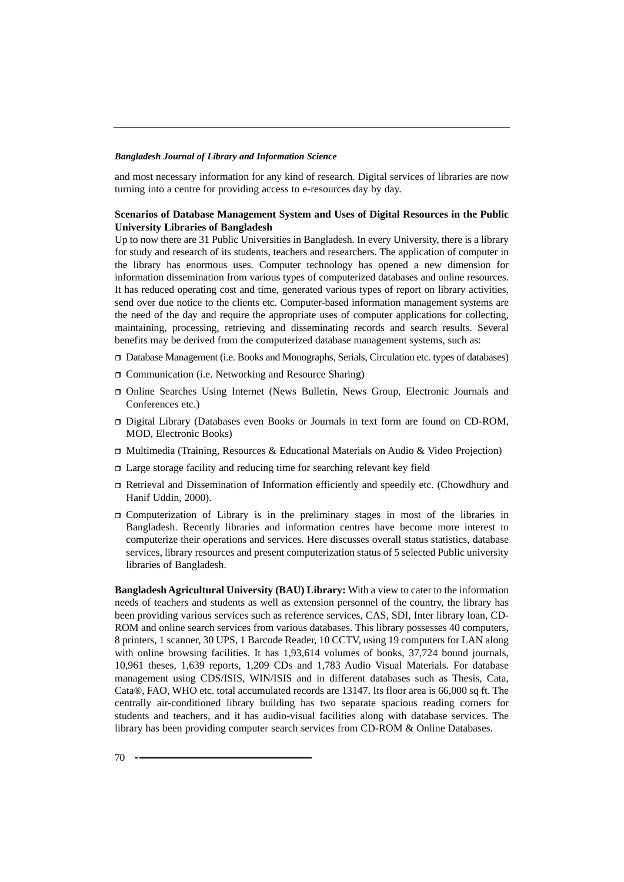and most necessary information for any kind of research. Digital services of libraries are now turning into a centre for providing access to e-resources day by day.

**Scenarios of Database Management System and Uses of Digital Resources in the Public University Libraries of Bangladesh**

Up to now there are 31 Public Universities in Bangladesh. In every University, there is a library for study and research of its students, teachers and researchers. The application of computer in the library has enormous uses. Computer technology has opened a new dimension for information dissemination from various types of computerized databases and online resources. It has reduced operating cost and time, generated various types of report on library activities, send over due notice to the clients etc. Computer-based information management systems are the need of the day and require the appropriate uses of computer applications for collecting, maintaining, processing, retrieving and disseminating records and search results. Several benefits may be derived from the computerized database management systems, such as:

- Database Management (i.e. Books and Monographs, Serials, Circulation etc. types of databases)
- Communication (i.e. Networking and Resource Sharing)
- Online Searches Using Internet (News Bulletin, News Group, Electronic Journals and Conferences etc.)
- Digital Library (Databases even Books or Journals in text form are found on CD-ROM, MOD, Electronic Books)
- Multimedia (Training, Resources & Educational Materials on Audio & Video Projection)
- Large storage facility and reducing time for searching relevant key field
- Retrieval and Dissemination of Information efficiently and speedily etc. (Chowdhury and Hanif Uddin, 2000).
- Computerization of Library is in the preliminary stages in most of the libraries in Bangladesh. Recently libraries and information centres have become more interest to computerize their operations and services. Here discusses overall status statistics, database services, library resources and present computerization status of 5 selected Public university libraries of Bangladesh.

**Bangladesh Agricultural University (BAU) Library:** With a view to cater to the information needs of teachers and students as well as extension personnel of the country, the library has been providing various services such as reference services, CAS, SDI, Inter library loan, CD-ROM and online search services from various databases. This library possesses 40 computers, 8 printers, 1 scanner, 30 UPS, 1 Barcode Reader, 10 CCTV, using 19 computers for LAN along with online browsing facilities. It has 1,93,614 volumes of books, 37,724 bound journals, 10,961 theses, 1,639 reports, 1,209 CDs and 1,783 Audio Visual Materials. For database management using CDS/ISIS, WIN/ISIS and in different databases such as Thesis, Cata, Cata®, FAO, WHO etc. total accumulated records are 13147. Its floor area is 66,000 sq ft. The centrally air-conditioned library building has two separate spacious reading corners for students and teachers, and it has audio-visual facilities along with database services. The library has been providing computer search services from CD-ROM & Online Databases.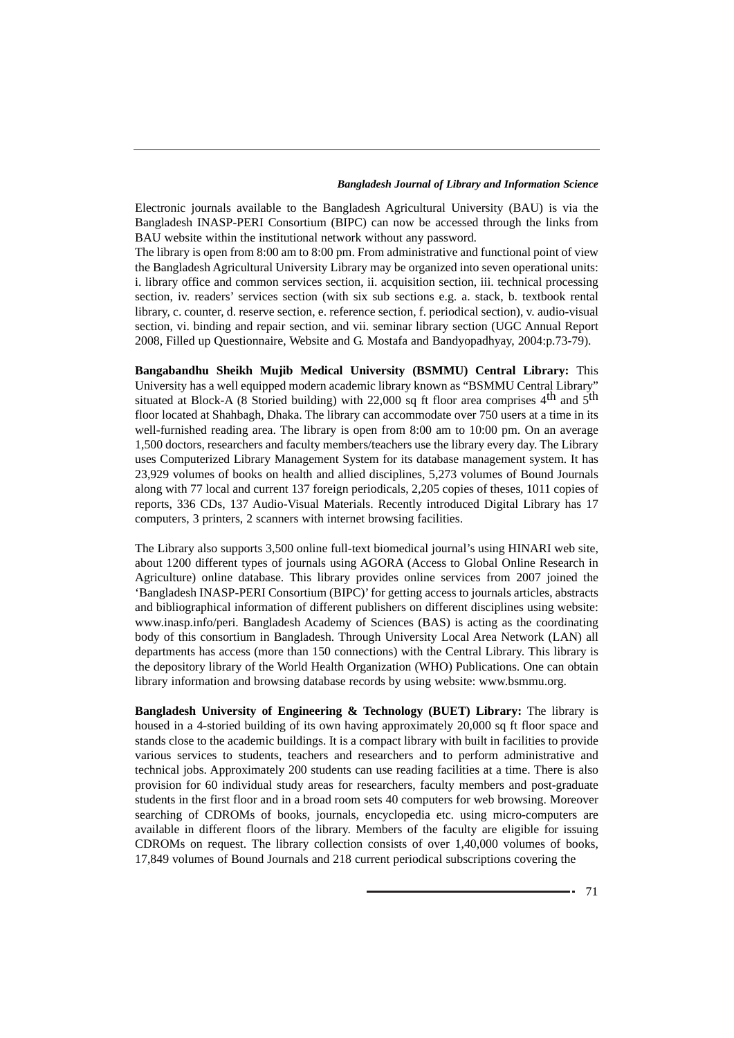Electronic journals available to the Bangladesh Agricultural University (BAU) is via the Bangladesh INASP-PERI Consortium (BIPC) can now be accessed through the links from BAU website within the institutional network without any password.

The library is open from 8:00 am to 8:00 pm. From administrative and functional point of view the Bangladesh Agricultural University Library may be organized into seven operational units: i. library office and common services section, ii. acquisition section, iii. technical processing section, iv. readers' services section (with six sub sections e.g. a. stack, b. textbook rental library, c. counter, d. reserve section, e. reference section, f. periodical section), v. audio-visual section, vi. binding and repair section, and vii. seminar library section (UGC Annual Report 2008, Filled up Questionnaire, Website and G. Mostafa and Bandyopadhyay, 2004:p.73-79).

**Bangabandhu Sheikh Mujib Medical University (BSMMU) Central Library:** This University has a well equipped modern academic library known as "BSMMU Central Library" situated at Block-A (8 Storied building) with 22,000 sq ft floor area comprises 4th and 5th floor located at Shahbagh, Dhaka. The library can accommodate over 750 users at a time in its well-furnished reading area. The library is open from 8:00 am to 10:00 pm. On an average 1,500 doctors, researchers and faculty members/teachers use the library every day. The Library uses Computerized Library Management System for its database management system. It has 23,929 volumes of books on health and allied disciplines, 5,273 volumes of Bound Journals along with 77 local and current 137 foreign periodicals, 2,205 copies of theses, 1011 copies of reports, 336 CDs, 137 Audio-Visual Materials. Recently introduced Digital Library has 17 computers, 3 printers, 2 scanners with internet browsing facilities.

The Library also supports 3,500 online full-text biomedical journal's using HINARI web site, about 1200 different types of journals using AGORA (Access to Global Online Research in Agriculture) online database. This library provides online services from 2007 joined the 'Bangladesh INASP-PERI Consortium (BIPC)' for getting access to journals articles, abstracts and bibliographical information of different publishers on different disciplines using website: www.inasp.info/peri. Bangladesh Academy of Sciences (BAS) is acting as the coordinating body of this consortium in Bangladesh. Through University Local Area Network (LAN) all departments has access (more than 150 connections) with the Central Library. This library is the depository library of the World Health Organization (WHO) Publications. One can obtain library information and browsing database records by using website: www.bsmmu.org.

**Bangladesh University of Engineering & Technology (BUET) Library:** The library is housed in a 4-storied building of its own having approximately 20,000 sq ft floor space and stands close to the academic buildings. It is a compact library with built in facilities to provide various services to students, teachers and researchers and to perform administrative and technical jobs. Approximately 200 students can use reading facilities at a time. There is also provision for 60 individual study areas for researchers, faculty members and post-graduate students in the first floor and in a broad room sets 40 computers for web browsing. Moreover searching of CDROMs of books, journals, encyclopedia etc. using micro-computers are available in different floors of the library. Members of the faculty are eligible for issuing CDROMs on request. The library collection consists of over 1,40,000 volumes of books, 17,849 volumes of Bound Journals and 218 current periodical subscriptions covering the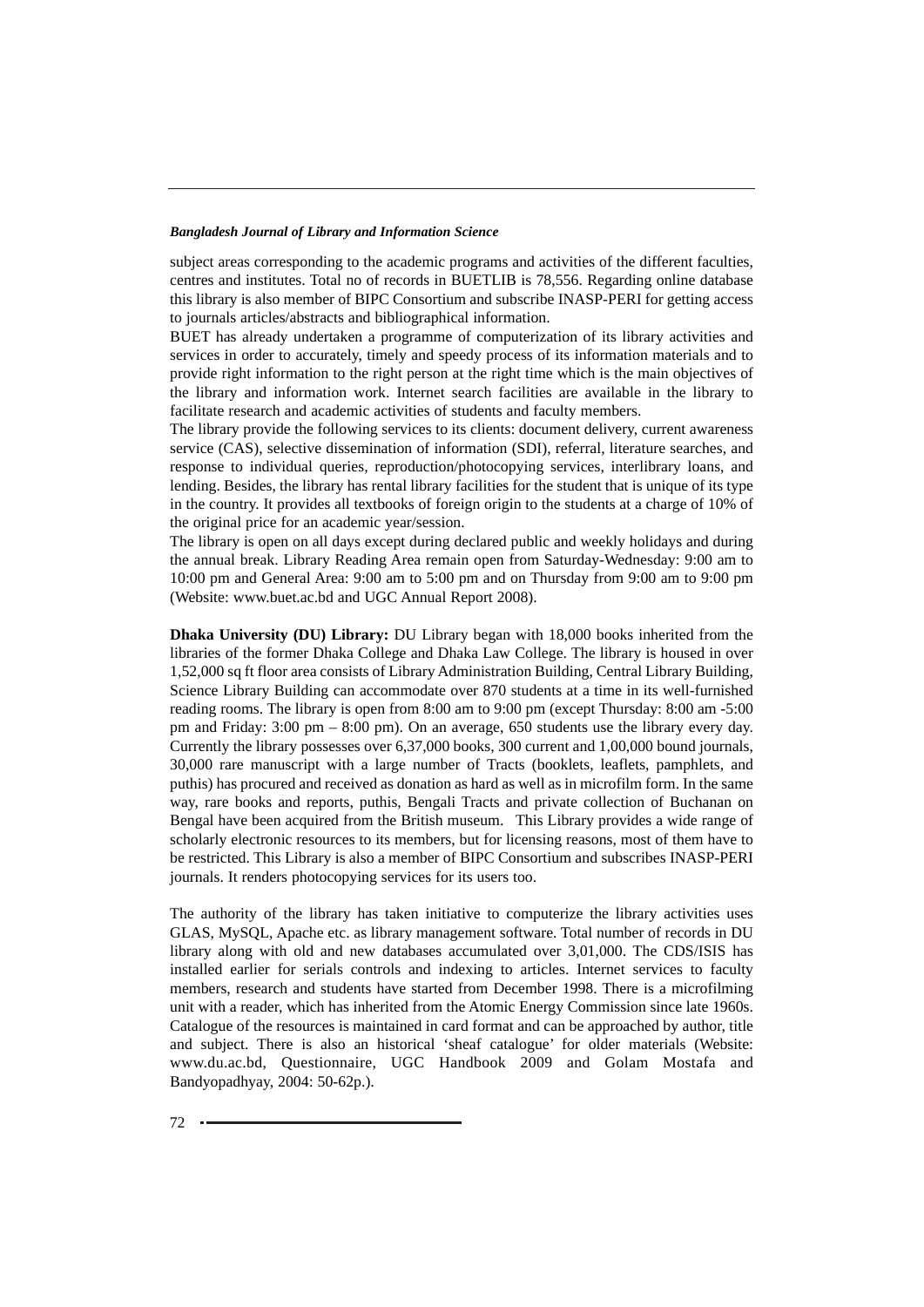subject areas corresponding to the academic programs and activities of the different faculties, centres and institutes. Total no of records in BUETLIB is 78,556. Regarding online database this library is also member of BIPC Consortium and subscribe INASP-PERI for getting access to journals articles/abstracts and bibliographical information.

BUET has already undertaken a programme of computerization of its library activities and services in order to accurately, timely and speedy process of its information materials and to provide right information to the right person at the right time which is the main objectives of the library and information work. Internet search facilities are available in the library to facilitate research and academic activities of students and faculty members.

The library provide the following services to its clients: document delivery, current awareness service (CAS), selective dissemination of information (SDI), referral, literature searches, and response to individual queries, reproduction/photocopying services, interlibrary loans, and lending. Besides, the library has rental library facilities for the student that is unique of its type in the country. It provides all textbooks of foreign origin to the students at a charge of 10% of the original price for an academic year/session.

The library is open on all days except during declared public and weekly holidays and during the annual break. Library Reading Area remain open from Saturday-Wednesday: 9:00 am to 10:00 pm and General Area: 9:00 am to 5:00 pm and on Thursday from 9:00 am to 9:00 pm (Website: www.buet.ac.bd and UGC Annual Report 2008).

**Dhaka University (DU) Library:** DU Library began with 18,000 books inherited from the libraries of the former Dhaka College and Dhaka Law College. The library is housed in over 1,52,000 sq ft floor area consists of Library Administration Building, Central Library Building, Science Library Building can accommodate over 870 students at a time in its well-furnished reading rooms. The library is open from 8:00 am to 9:00 pm (except Thursday: 8:00 am -5:00 pm and Friday: 3:00 pm – 8:00 pm). On an average, 650 students use the library every day. Currently the library possesses over 6,37,000 books, 300 current and 1,00,000 bound journals, 30,000 rare manuscript with a large number of Tracts (booklets, leaflets, pamphlets, and puthis) has procured and received as donation as hard as well as in microfilm form. In the same way, rare books and reports, puthis, Bengali Tracts and private collection of Buchanan on Bengal have been acquired from the British museum. This Library provides a wide range of scholarly electronic resources to its members, but for licensing reasons, most of them have to be restricted. This Library is also a member of BIPC Consortium and subscribes INASP-PERI journals. It renders photocopying services for its users too.

The authority of the library has taken initiative to computerize the library activities uses GLAS, MySQL, Apache etc. as library management software. Total number of records in DU library along with old and new databases accumulated over 3,01,000. The CDS/ISIS has installed earlier for serials controls and indexing to articles. Internet services to faculty members, research and students have started from December 1998. There is a microfilming unit with a reader, which has inherited from the Atomic Energy Commission since late 1960s. Catalogue of the resources is maintained in card format and can be approached by author, title and subject. There is also an historical 'sheaf catalogue' for older materials (Website: www.du.ac.bd, Questionnaire, UGC Handbook 2009 and Golam Mostafa and Bandyopadhyay, 2004: 50-62p.).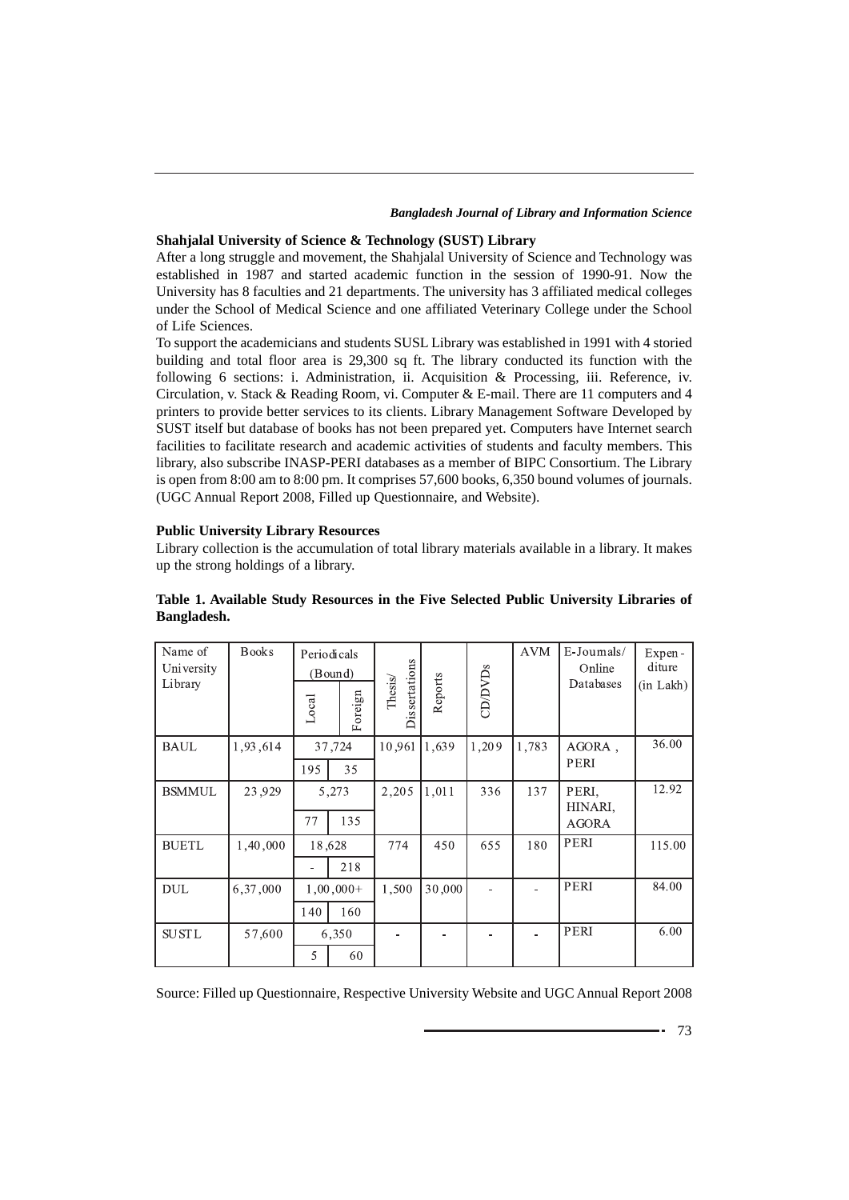### Shahjalal University of Science & Technology (SUST) Library

After a long struggle and movement, the Shahjalal University of Science and Technology was established in 1987 and started academic function in the session of 1990-91. Now the University has 8 faculties and 21 departments. The university has 3 affiliated medical colleges under the School of Medical Science and one affiliated Veterinary College under the School of Life Sciences.

To support the academicians and students SUSL Library was established in 1991 with 4 storied building and total floor area is 29,300 sq ft. The library conducted its function with the following 6 sections: i. Administration, ii. Acquisition & Processing, iii. Reference, iv. Circulation, v. Stack & Reading Room, vi. Computer & E-mail. There are 11 computers and 4 printers to provide better services to its clients. Library Management Software Developed by SUST itself but database of books has not been prepared yet. Computers have Internet search facilities to facilitate research and academic activities of students and faculty members. This library, also subscribe INASP-PERI databases as a member of BIPC Consortium. The Library is open from 8:00 am to 8:00 pm. It comprises 57,600 books, 6,350 bound volumes of journals. (UGC Annual Report 2008, Filled up Questionnaire, and Website).

### Public University Library Resources

Library collection is the accumulation of total library materials available in a library. It makes up the strong holdings of a library.

**Table 1. Available Study Resources in the Five Selected Public University Libraries of Bangladesh.**

| Name of University Library | Books | Periodicals (Bound) | | Thesis/ Dissertations | Reports | CD/DVDs | AVM | E-Journals/ Online Databases | Expen-diture (in Lakh) |
|---|---|---|---|---|---|---|---|---|---|
| | | Local | Foreign | | | | | | |
| BAUL | 1,93,614 | 37,724 | | 10,961 | 1,639 | 1,209 | 1,783 | AGORA, PERI | 36.00 |
| | | 195 | 35 | | | | | | |
| BSMMUL | 23,929 | 5,273 | | 2,205 | 1,011 | 336 | 137 | PERI, HINARI, AGORA | 12.92 |
| | | 77 | 135 | | | | | | |
| BUETL | 1,40,000 | 18,628 | | 774 | 450 | 655 | 180 | PERI | 115.00 |
| | | - | 218 | | | | | | |
| DUL | 6,37,000 | 1,00,000+ | | 1,500 | 30,000 | - | - | PERI | 84.00 |
| | | 140 | 160 | | | | | | |
| SUSTL | 57,600 | 6,350 | | - | - | - | - | PERI | 6.00 |
| | | 5 | 60 | | | | | | |

Source: Filled up Questionnaire, Respective University Website and UGC Annual Report 2008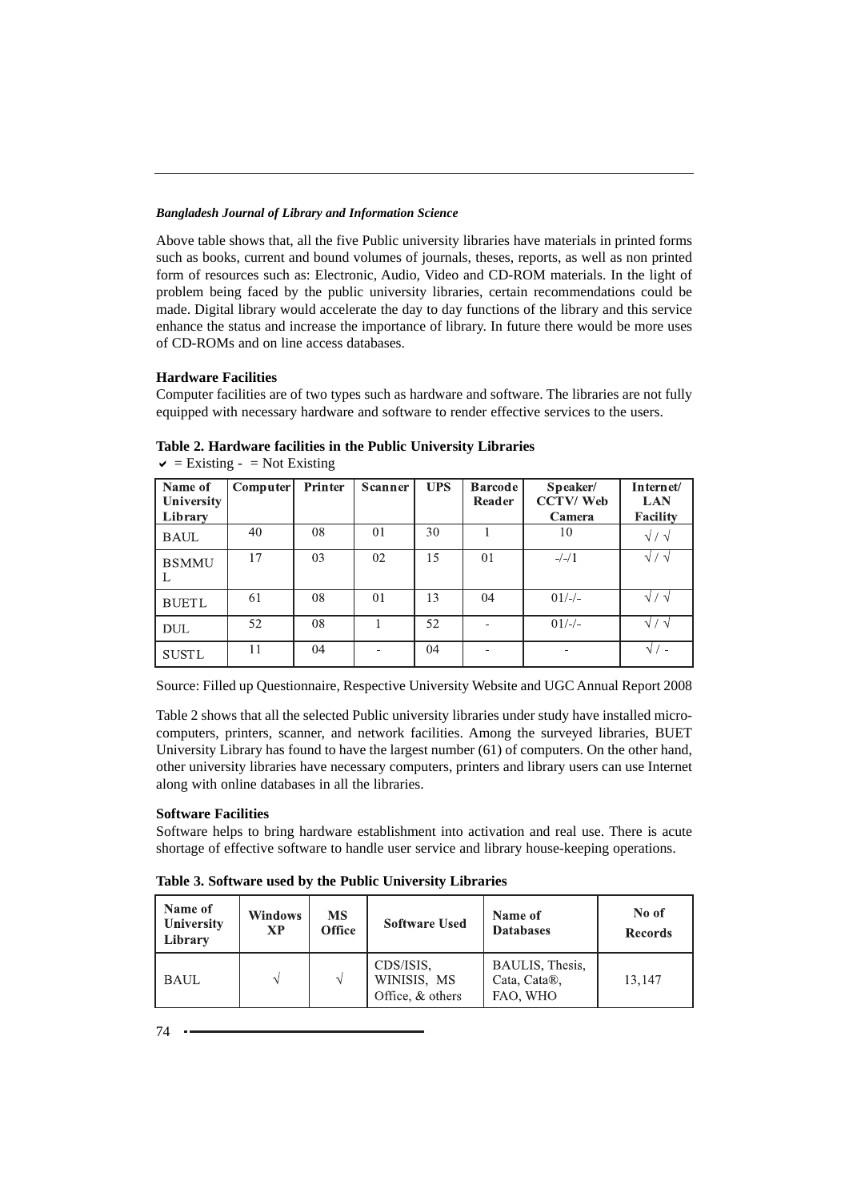Above table shows that, all the five Public university libraries have materials in printed forms such as books, current and bound volumes of journals, theses, reports, as well as non printed form of resources such as: Electronic, Audio, Video and CD-ROM materials. In the light of problem being faced by the public university libraries, certain recommendations could be made. Digital library would accelerate the day to day functions of the library and this service enhance the status and increase the importance of library. In future there would be more uses of CD-ROMs and on line access databases.

### Hardware Facilities

Computer facilities are of two types such as hardware and software. The libraries are not fully equipped with necessary hardware and software to render effective services to the users.

**Table 2. Hardware facilities in the Public University Libraries**

✔ = Existing - = Not Existing

| Name of University Library | Computer | Printer | Scanner | UPS | Barcode Reader | Speaker/ CCTV/ Web Camera | Internet/ LAN Facility |
|---|---|---|---|---|---|---|---|
| BAUL | 40 | 08 | 01 | 30 | 1 | 10 | √ / √ |
| BSMMUL | 17 | 03 | 02 | 15 | 01 | -/-/1 | √ / √ |
| BUETL | 61 | 08 | 01 | 13 | 04 | 01/-/- | √ / √ |
| DUL | 52 | 08 | 1 | 52 | - | 01/-/- | √ / √ |
| SUSTL | 11 | 04 | - | 04 | - | - | √ / - |

Source: Filled up Questionnaire, Respective University Website and UGC Annual Report 2008

Table 2 shows that all the selected Public university libraries under study have installed micro-computers, printers, scanner, and network facilities. Among the surveyed libraries, BUET University Library has found to have the largest number (61) of computers. On the other hand, other university libraries have necessary computers, printers and library users can use Internet along with online databases in all the libraries.

### Software Facilities

Software helps to bring hardware establishment into activation and real use. There is acute shortage of effective software to handle user service and library house-keeping operations.

**Table 3. Software used by the Public University Libraries**

| Name of University Library | Windows XP | MS Office | Software Used | Name of Databases | No of Records |
|---|---|---|---|---|---|
| BAUL | √ | √ | CDS/ISIS, WINISIS, MS Office, & others | BAULIS, Thesis, Cata, Cata®, FAO, WHO | 13,147 |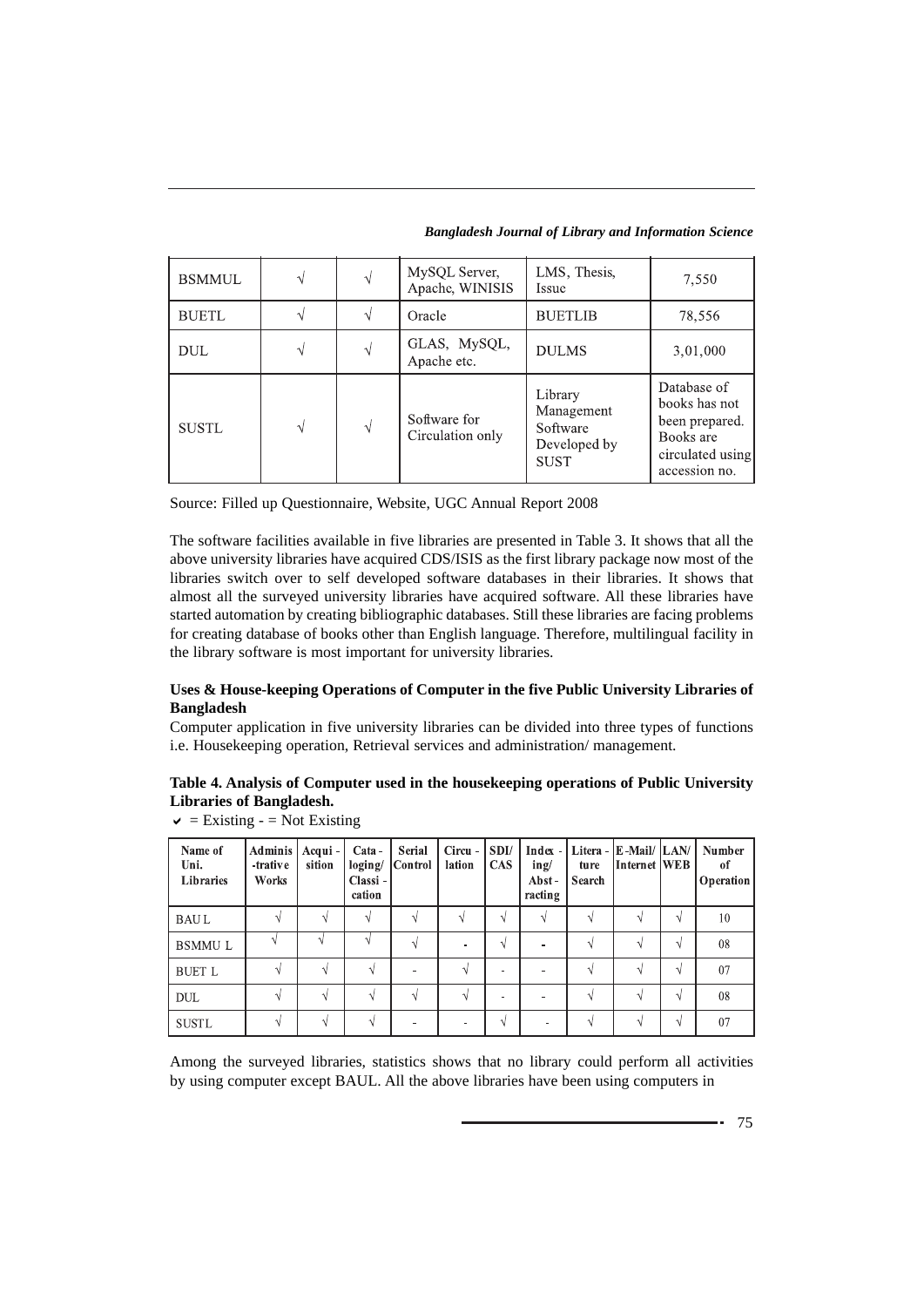| BSMMUL | √ | √ | MySQL Server, Apache, WINISIS | LMS, Thesis, Issue | 7,550 |
|---|---|---|---|---|---|
| BUETL | √ | √ | Oracle | BUETLIB | 78,556 |
| DUL | √ | √ | GLAS, MySQL, Apache etc. | DULMS | 3,01,000 |
| SUSTL | √ | √ | Software for Circulation only | Library Management Software Developed by SUST | Database of books has not been prepared. Books are circulated using accession no. |

Source: Filled up Questionnaire, Website, UGC Annual Report 2008

The software facilities available in five libraries are presented in Table 3. It shows that all the above university libraries have acquired CDS/ISIS as the first library package now most of the libraries switch over to self developed software databases in their libraries. It shows that almost all the surveyed university libraries have acquired software. All these libraries have started automation by creating bibliographic databases. Still these libraries are facing problems for creating database of books other than English language. Therefore, multilingual facility in the library software is most important for university libraries.

**Uses & House-keeping Operations of Computer in the five Public University Libraries of Bangladesh**

Computer application in five university libraries can be divided into three types of functions i.e. Housekeeping operation, Retrieval services and administration/ management.

**Table 4. Analysis of Computer used in the housekeeping operations of Public University Libraries of Bangladesh.**

✔ = Existing - = Not Existing

| Name of Uni. Libraries | Adminis -trative Works | Acqui - sition | Cata - loging/ Classi - cation | Serial Control | Circu - lation | SDI/ CAS | Index - ing/ Abst - racting | Litera - ture Search | E-Mail/ Internet | LAN/ WEB | Number of Operation |
|---|---|---|---|---|---|---|---|---|---|---|---|
| BAUL | √ | √ | √ | √ | √ | √ | √ | √ | √ | √ | 10 |
| BSMMUL | √ | √ | √ | √ | - | √ | - | √ | √ | √ | 08 |
| BUETL | √ | √ | √ | - | √ | - | - | √ | √ | √ | 07 |
| DUL | √ | √ | √ | √ | √ | - | - | √ | √ | √ | 08 |
| SUSTL | √ | √ | √ | - | - | √ | - | √ | √ | √ | 07 |

Among the surveyed libraries, statistics shows that no library could perform all activities by using computer except BAUL. All the above libraries have been using computers in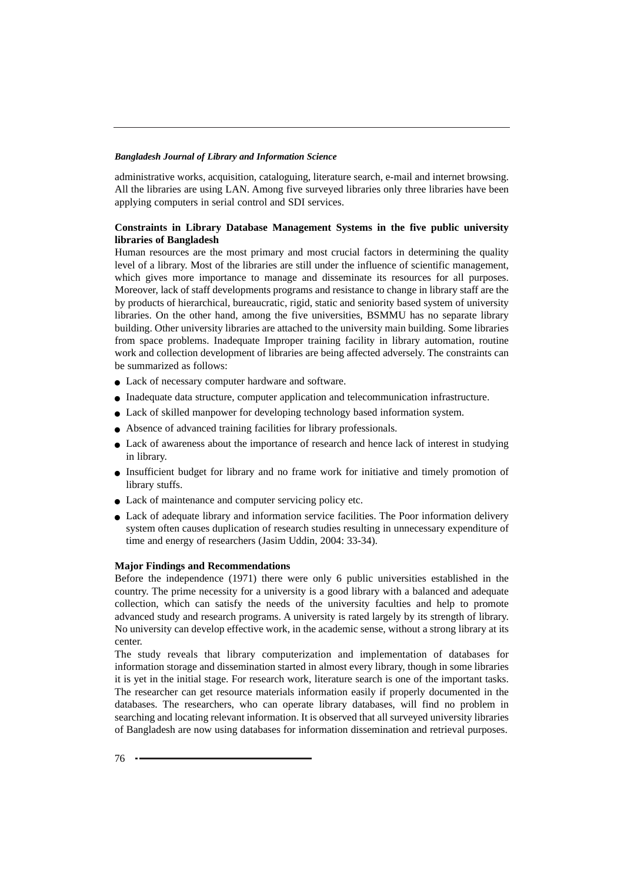administrative works, acquisition, cataloguing, literature search, e-mail and internet browsing. All the libraries are using LAN. Among five surveyed libraries only three libraries have been applying computers in serial control and SDI services.

**Constraints in Library Database Management Systems in the five public university libraries of Bangladesh**

Human resources are the most primary and most crucial factors in determining the quality level of a library. Most of the libraries are still under the influence of scientific management, which gives more importance to manage and disseminate its resources for all purposes. Moreover, lack of staff developments programs and resistance to change in library staff are the by products of hierarchical, bureaucratic, rigid, static and seniority based system of university libraries. On the other hand, among the five universities, BSMMU has no separate library building. Other university libraries are attached to the university main building. Some libraries from space problems. Inadequate Improper training facility in library automation, routine work and collection development of libraries are being affected adversely. The constraints can be summarized as follows:

- Lack of necessary computer hardware and software.
- Inadequate data structure, computer application and telecommunication infrastructure.
- Lack of skilled manpower for developing technology based information system.
- Absence of advanced training facilities for library professionals.
- Lack of awareness about the importance of research and hence lack of interest in studying in library.
- Insufficient budget for library and no frame work for initiative and timely promotion of library stuffs.
- Lack of maintenance and computer servicing policy etc.
- Lack of adequate library and information service facilities. The Poor information delivery system often causes duplication of research studies resulting in unnecessary expenditure of time and energy of researchers (Jasim Uddin, 2004: 33-34).

**Major Findings and Recommendations**

Before the independence (1971) there were only 6 public universities established in the country. The prime necessity for a university is a good library with a balanced and adequate collection, which can satisfy the needs of the university faculties and help to promote advanced study and research programs. A university is rated largely by its strength of library. No university can develop effective work, in the academic sense, without a strong library at its center.

The study reveals that library computerization and implementation of databases for information storage and dissemination started in almost every library, though in some libraries it is yet in the initial stage. For research work, literature search is one of the important tasks. The researcher can get resource materials information easily if properly documented in the databases. The researchers, who can operate library databases, will find no problem in searching and locating relevant information. It is observed that all surveyed university libraries of Bangladesh are now using databases for information dissemination and retrieval purposes.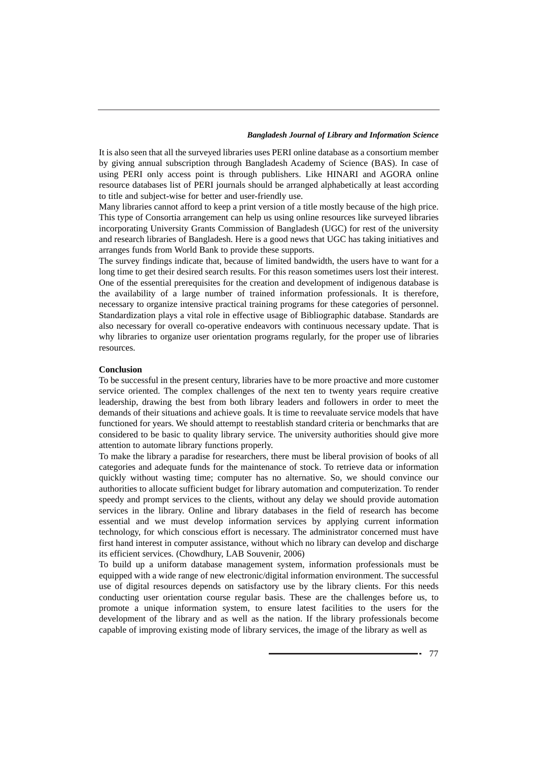It is also seen that all the surveyed libraries uses PERI online database as a consortium member by giving annual subscription through Bangladesh Academy of Science (BAS). In case of using PERI only access point is through publishers. Like HINARI and AGORA online resource databases list of PERI journals should be arranged alphabetically at least according to title and subject-wise for better and user-friendly use.

Many libraries cannot afford to keep a print version of a title mostly because of the high price. This type of Consortia arrangement can help us using online resources like surveyed libraries incorporating University Grants Commission of Bangladesh (UGC) for rest of the university and research libraries of Bangladesh. Here is a good news that UGC has taking initiatives and arranges funds from World Bank to provide these supports.

The survey findings indicate that, because of limited bandwidth, the users have to want for a long time to get their desired search results. For this reason sometimes users lost their interest. One of the essential prerequisites for the creation and development of indigenous database is the availability of a large number of trained information professionals. It is therefore, necessary to organize intensive practical training programs for these categories of personnel. Standardization plays a vital role in effective usage of Bibliographic database. Standards are also necessary for overall co-operative endeavors with continuous necessary update. That is why libraries to organize user orientation programs regularly, for the proper use of libraries resources.

**Conclusion**

To be successful in the present century, libraries have to be more proactive and more customer service oriented. The complex challenges of the next ten to twenty years require creative leadership, drawing the best from both library leaders and followers in order to meet the demands of their situations and achieve goals. It is time to reevaluate service models that have functioned for years. We should attempt to reestablish standard criteria or benchmarks that are considered to be basic to quality library service. The university authorities should give more attention to automate library functions properly.

To make the library a paradise for researchers, there must be liberal provision of books of all categories and adequate funds for the maintenance of stock. To retrieve data or information quickly without wasting time; computer has no alternative. So, we should convince our authorities to allocate sufficient budget for library automation and computerization. To render speedy and prompt services to the clients, without any delay we should provide automation services in the library. Online and library databases in the field of research has become essential and we must develop information services by applying current information technology, for which conscious effort is necessary. The administrator concerned must have first hand interest in computer assistance, without which no library can develop and discharge its efficient services. (Chowdhury, LAB Souvenir, 2006)

To build up a uniform database management system, information professionals must be equipped with a wide range of new electronic/digital information environment. The successful use of digital resources depends on satisfactory use by the library clients. For this needs conducting user orientation course regular basis. These are the challenges before us, to promote a unique information system, to ensure latest facilities to the users for the development of the library and as well as the nation. If the library professionals become capable of improving existing mode of library services, the image of the library as well as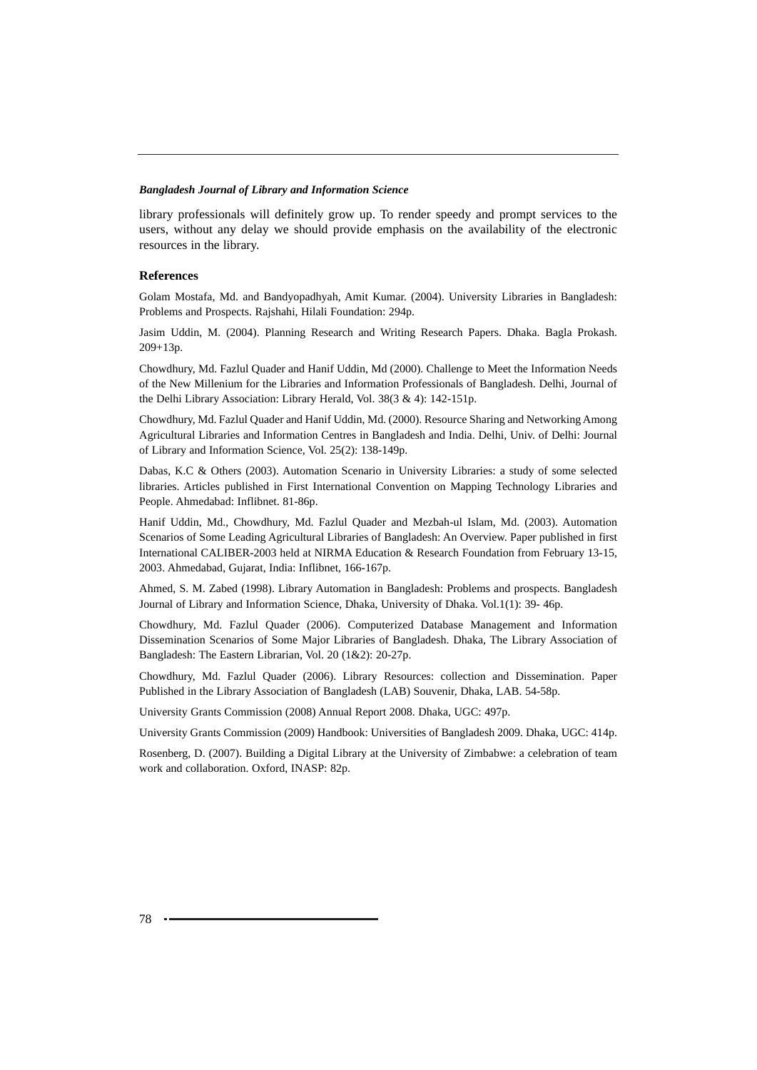library professionals will definitely grow up. To render speedy and prompt services to the users, without any delay we should provide emphasis on the availability of the electronic resources in the library.

## References

Golam Mostafa, Md. and Bandyopadhyah, Amit Kumar. (2004). University Libraries in Bangladesh: Problems and Prospects. Rajshahi, Hilali Foundation: 294p.

Jasim Uddin, M. (2004). Planning Research and Writing Research Papers. Dhaka. Bagla Prokash. 209+13p.

Chowdhury, Md. Fazlul Quader and Hanif Uddin, Md (2000). Challenge to Meet the Information Needs of the New Millenium for the Libraries and Information Professionals of Bangladesh. Delhi, Journal of the Delhi Library Association: Library Herald, Vol. 38(3 & 4): 142-151p.

Chowdhury, Md. Fazlul Quader and Hanif Uddin, Md. (2000). Resource Sharing and Networking Among Agricultural Libraries and Information Centres in Bangladesh and India. Delhi, Univ. of Delhi: Journal of Library and Information Science, Vol. 25(2): 138-149p.

Dabas, K.C & Others (2003). Automation Scenario in University Libraries: a study of some selected libraries. Articles published in First International Convention on Mapping Technology Libraries and People. Ahmedabad: Inflibnet. 81-86p.

Hanif Uddin, Md., Chowdhury, Md. Fazlul Quader and Mezbah-ul Islam, Md. (2003). Automation Scenarios of Some Leading Agricultural Libraries of Bangladesh: An Overview. Paper published in first International CALIBER-2003 held at NIRMA Education & Research Foundation from February 13-15, 2003. Ahmedabad, Gujarat, India: Inflibnet, 166-167p.

Ahmed, S. M. Zabed (1998). Library Automation in Bangladesh: Problems and prospects. Bangladesh Journal of Library and Information Science, Dhaka, University of Dhaka. Vol.1(1): 39- 46p.

Chowdhury, Md. Fazlul Quader (2006). Computerized Database Management and Information Dissemination Scenarios of Some Major Libraries of Bangladesh. Dhaka, The Library Association of Bangladesh: The Eastern Librarian, Vol. 20 (1&2): 20-27p.

Chowdhury, Md. Fazlul Quader (2006). Library Resources: collection and Dissemination. Paper Published in the Library Association of Bangladesh (LAB) Souvenir, Dhaka, LAB. 54-58p.

University Grants Commission (2008) Annual Report 2008. Dhaka, UGC: 497p.

University Grants Commission (2009) Handbook: Universities of Bangladesh 2009. Dhaka, UGC: 414p.

Rosenberg, D. (2007). Building a Digital Library at the University of Zimbabwe: a celebration of team work and collaboration. Oxford, INASP: 82p.